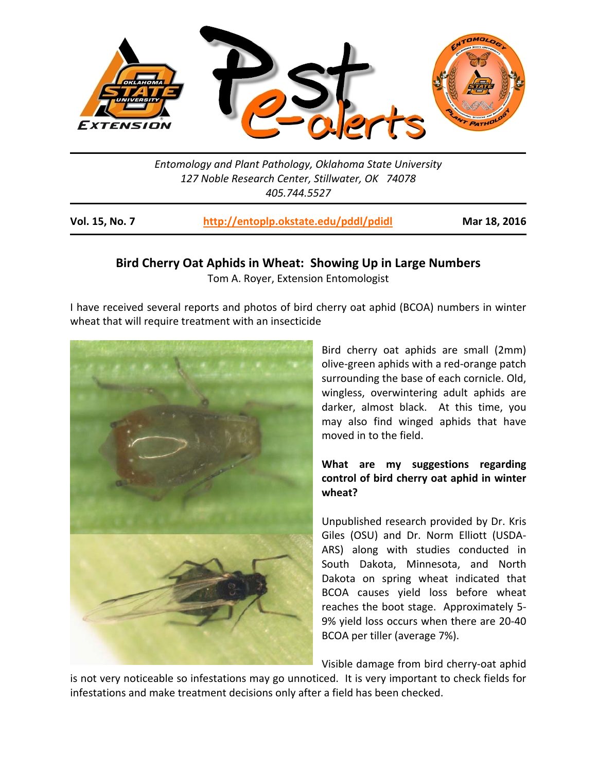Entomology and Plant Pathology, Oklahoma State University
127 Noble Research Center, Stillwater, OK 74078
405.744.5527

**Vol. 15, No. 7** | **http://entoplp.okstate.edu/pddl/pdidl** | **Mar 18, 2016**

## Bird Cherry Oat Aphids in Wheat: Showing Up in Large Numbers

Tom A. Royer, Extension Entomologist

I have received several reports and photos of bird cherry oat aphid (BCOA) numbers in winter wheat that will require treatment with an insecticide

Bird cherry oat aphids are small (2mm) olive-green aphids with a red-orange patch surrounding the base of each cornicle. Old, wingless, overwintering adult aphids are darker, almost black. At this time, you may also find winged aphids that have moved in to the field.

**What are my suggestions regarding control of bird cherry oat aphid in winter wheat?**

Unpublished research provided by Dr. Kris Giles (OSU) and Dr. Norm Elliott (USDA-ARS) along with studies conducted in South Dakota, Minnesota, and North Dakota on spring wheat indicated that BCOA causes yield loss before wheat reaches the boot stage. Approximately 5-9% yield loss occurs when there are 20-40 BCOA per tiller (average 7%).

Visible damage from bird cherry-oat aphid is not very noticeable so infestations may go unnoticed. It is very important to check fields for infestations and make treatment decisions only after a field has been checked.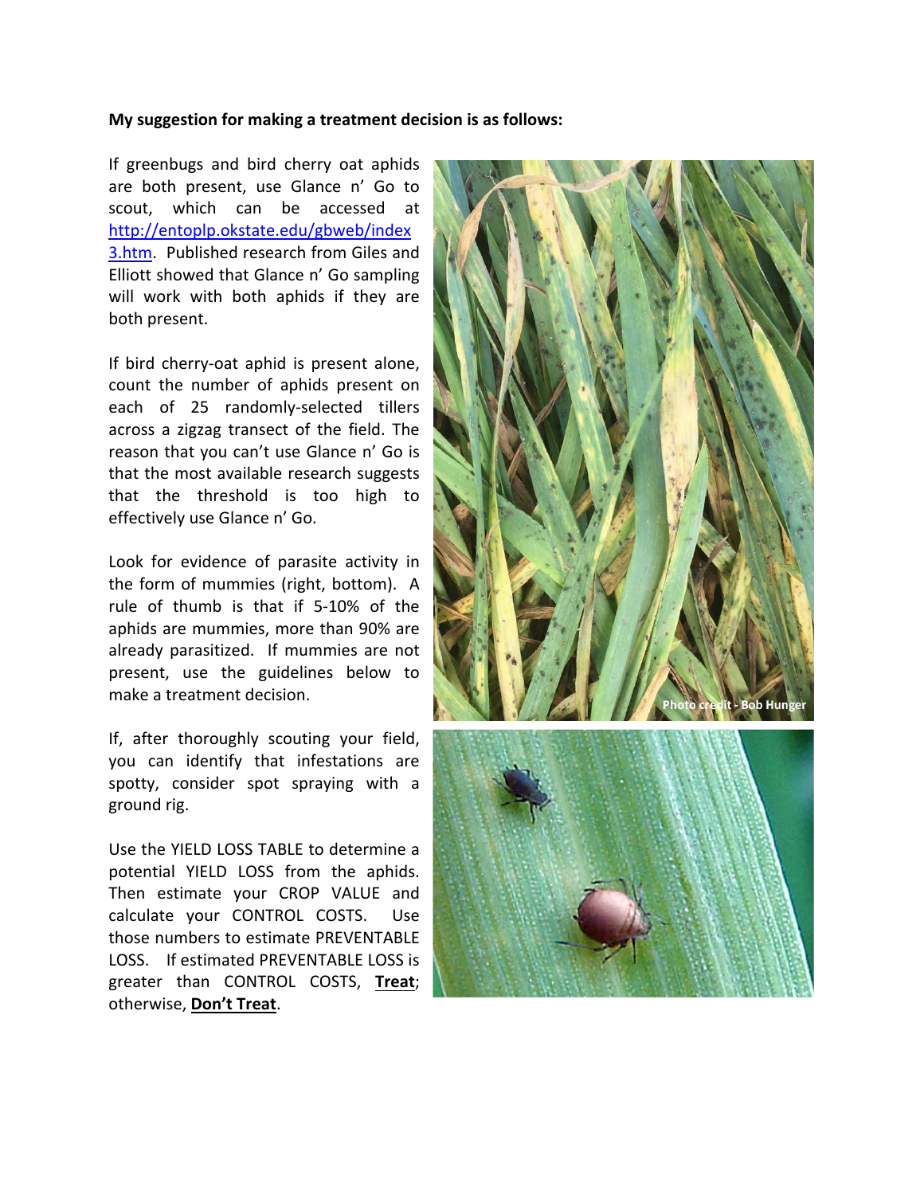**My suggestion for making a treatment decision is as follows:**

If greenbugs and bird cherry oat aphids are both present, use Glance n' Go to scout, which can be accessed at http://entoplp.okstate.edu/gbweb/index3.htm. Published research from Giles and Elliott showed that Glance n' Go sampling will work with both aphids if they are both present.

If bird cherry-oat aphid is present alone, count the number of aphids present on each of 25 randomly-selected tillers across a zigzag transect of the field. The reason that you can't use Glance n' Go is that the most available research suggests that the threshold is too high to effectively use Glance n' Go.

Look for evidence of parasite activity in the form of mummies (right, bottom). A rule of thumb is that if 5-10% of the aphids are mummies, more than 90% are already parasitized. If mummies are not present, use the guidelines below to make a treatment decision.

If, after thoroughly scouting your field, you can identify that infestations are spotty, consider spot spraying with a ground rig.

Use the YIELD LOSS TABLE to determine a potential YIELD LOSS from the aphids. Then estimate your CROP VALUE and calculate your CONTROL COSTS. Use those numbers to estimate PREVENTABLE LOSS. If estimated PREVENTABLE LOSS is greater than CONTROL COSTS, **Treat**; otherwise, **Don't Treat**.

Photo credit - Bob Hunger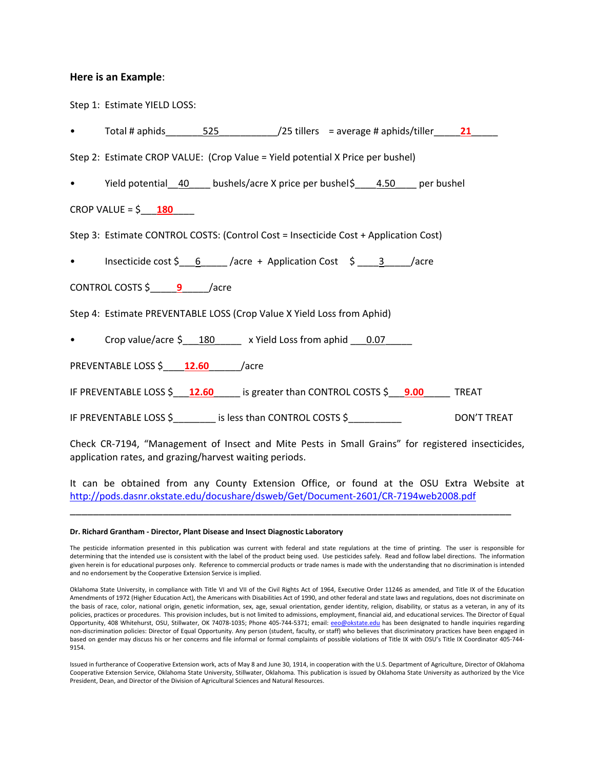**Here is an Example**:

Step 1: Estimate YIELD LOSS:

- Total # aphids_______525___________/25 tillers = average # aphids/tiller_____**21**_____

Step 2: Estimate CROP VALUE: (Crop Value = Yield potential X Price per bushel)

- Yield potential__40____ bushels/acre X price per bushel$____4.50____ per bushel

CROP VALUE = $___**180**____

Step 3: Estimate CONTROL COSTS: (Control Cost = Insecticide Cost + Application Cost)

- Insecticide cost $___6_____ /acre + Application Cost $ ____3_____/acre

CONTROL COSTS $_____**9**_____/acre

Step 4: Estimate PREVENTABLE LOSS (Crop Value X Yield Loss from Aphid)

- Crop value/acre $___180______ x Yield Loss from aphid ___0.07_____

PREVENTABLE LOSS $____**12.60**______/acre

IF PREVENTABLE LOSS $___**12.60**_____ is greater than CONTROL COSTS $___**9.00**_____ TREAT

IF PREVENTABLE LOSS $________ is less than CONTROL COSTS $__________ DON'T TREAT

Check CR-7194, "Management of Insect and Mite Pests in Small Grains" for registered insecticides, application rates, and grazing/harvest waiting periods.

It can be obtained from any County Extension Office, or found at the OSU Extra Website at http://pods.dasnr.okstate.edu/docushare/dsweb/Get/Document-2601/CR-7194web2008.pdf

---

**Dr. Richard Grantham - Director, Plant Disease and Insect Diagnostic Laboratory**

The pesticide information presented in this publication was current with federal and state regulations at the time of printing. The user is responsible for determining that the intended use is consistent with the label of the product being used. Use pesticides safely. Read and follow label directions. The information given herein is for educational purposes only. Reference to commercial products or trade names is made with the understanding that no discrimination is intended and no endorsement by the Cooperative Extension Service is implied.

Oklahoma State University, in compliance with Title VI and VII of the Civil Rights Act of 1964, Executive Order 11246 as amended, and Title IX of the Education Amendments of 1972 (Higher Education Act), the Americans with Disabilities Act of 1990, and other federal and state laws and regulations, does not discriminate on the basis of race, color, national origin, genetic information, sex, age, sexual orientation, gender identity, religion, disability, or status as a veteran, in any of its policies, practices or procedures. This provision includes, but is not limited to admissions, employment, financial aid, and educational services. The Director of Equal Opportunity, 408 Whitehurst, OSU, Stillwater, OK 74078-1035; Phone 405-744-5371; email: eeo@okstate.edu has been designated to handle inquiries regarding non-discrimination policies: Director of Equal Opportunity. Any person (student, faculty, or staff) who believes that discriminatory practices have been engaged in based on gender may discuss his or her concerns and file informal or formal complaints of possible violations of Title IX with OSU's Title IX Coordinator 405-744-9154.

Issued in furtherance of Cooperative Extension work, acts of May 8 and June 30, 1914, in cooperation with the U.S. Department of Agriculture, Director of Oklahoma Cooperative Extension Service, Oklahoma State University, Stillwater, Oklahoma. This publication is issued by Oklahoma State University as authorized by the Vice President, Dean, and Director of the Division of Agricultural Sciences and Natural Resources.